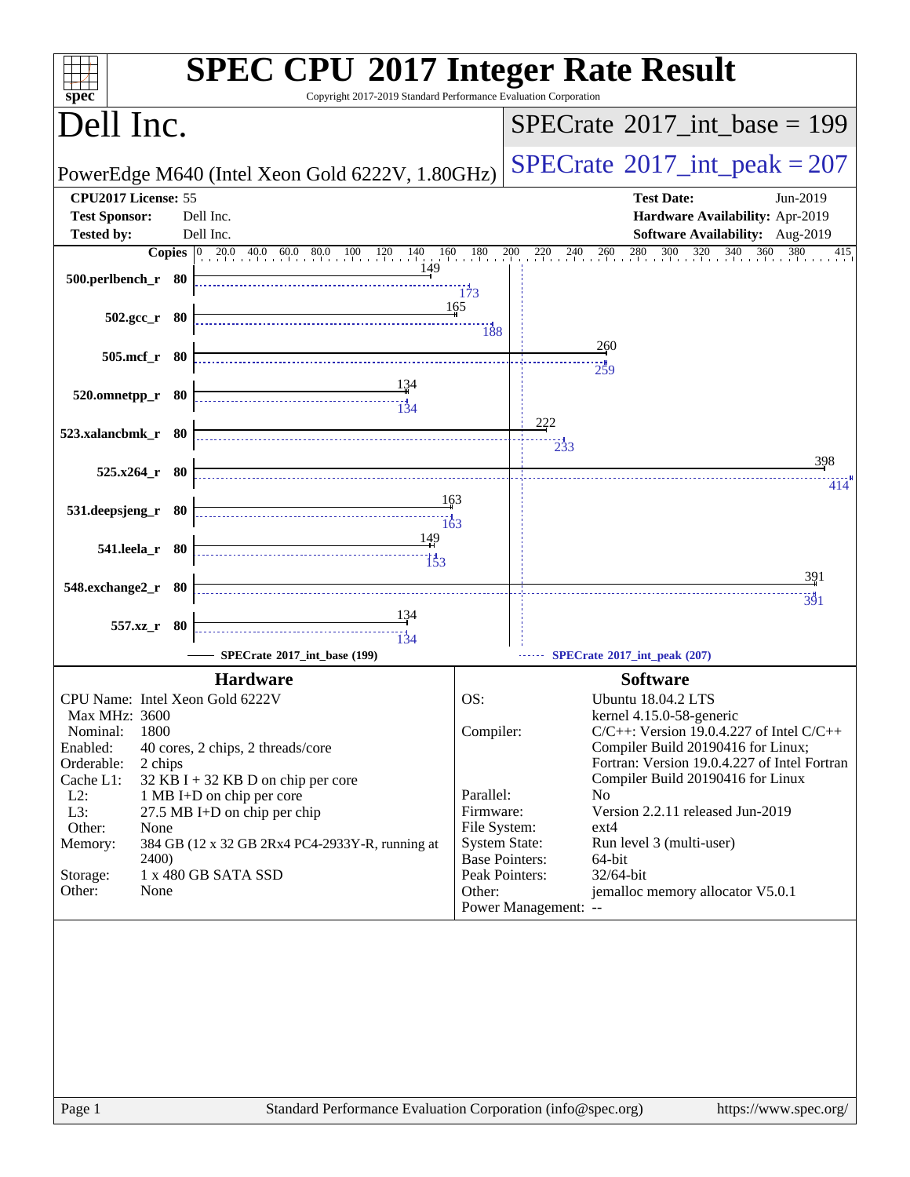# SPEC CPU 2017 Integer Rate Result

Copyright 2017-2019 Standard Performance Evaluation Corporation

## Dell Inc.

**PowerEdge M640 (Intel Xeon Gold 6222V, 1.80GHz)**

**SPECrate 2017_int_base = 199**

**SPECrate 2017_int_peak = 207**

| | | | |
|---|---|---|---|
| **CPU2017 License:** | 55 | **Test Date:** | Jun-2019 |
| **Test Sponsor:** | Dell Inc. | **Hardware Availability:** | Apr-2019 |
| **Tested by:** | Dell Inc. | **Software Availability:** | Aug-2019 |

| Benchmark | Copies | Base | Peak |
|---|---|---|---|
| 500.perlbench_r | 80 | 149 | 173 |
| 502.gcc_r | 80 | 165 | 188 |
| 505.mcf_r | 80 | 260 | 259 |
| 520.omnetpp_r | 80 | 134 | 134 |
| 523.xalancbmk_r | 80 | 222 | 233 |
| 525.x264_r | 80 | 398 | 414 |
| 531.deepsjeng_r | 80 | 163 | 163 |
| 541.leela_r | 80 | 149 | 153 |
| 548.exchange2_r | 80 | 391 | 391 |
| 557.xz_r | 80 | 134 | 134 |

SPECrate 2017_int_base (199) — SPECrate 2017_int_peak (207)

### Hardware

| | |
|---|---|
| CPU Name: | Intel Xeon Gold 6222V |
| Max MHz: | 3600 |
| Nominal: | 1800 |
| Enabled: | 40 cores, 2 chips, 2 threads/core |
| Orderable: | 2 chips |
| Cache L1: | 32 KB I + 32 KB D on chip per core |
| L2: | 1 MB I+D on chip per core |
| L3: | 27.5 MB I+D on chip per chip |
| Other: | None |
| Memory: | 384 GB (12 x 32 GB 2Rx4 PC4-2933Y-R, running at 2400) |
| Storage: | 1 x 480 GB SATA SSD |
| Other: | None |

### Software

| | |
|---|---|
| OS: | Ubuntu 18.04.2 LTS kernel 4.15.0-58-generic |
| Compiler: | C/C++: Version 19.0.4.227 of Intel C/C++ Compiler Build 20190416 for Linux; Fortran: Version 19.0.4.227 of Intel Fortran Compiler Build 20190416 for Linux |
| Parallel: | No |
| Firmware: | Version 2.2.11 released Jun-2019 |
| File System: | ext4 |
| System State: | Run level 3 (multi-user) |
| Base Pointers: | 64-bit |
| Peak Pointers: | 32/64-bit |
| Other: | jemalloc memory allocator V5.0.1 |
| Power Management: | -- |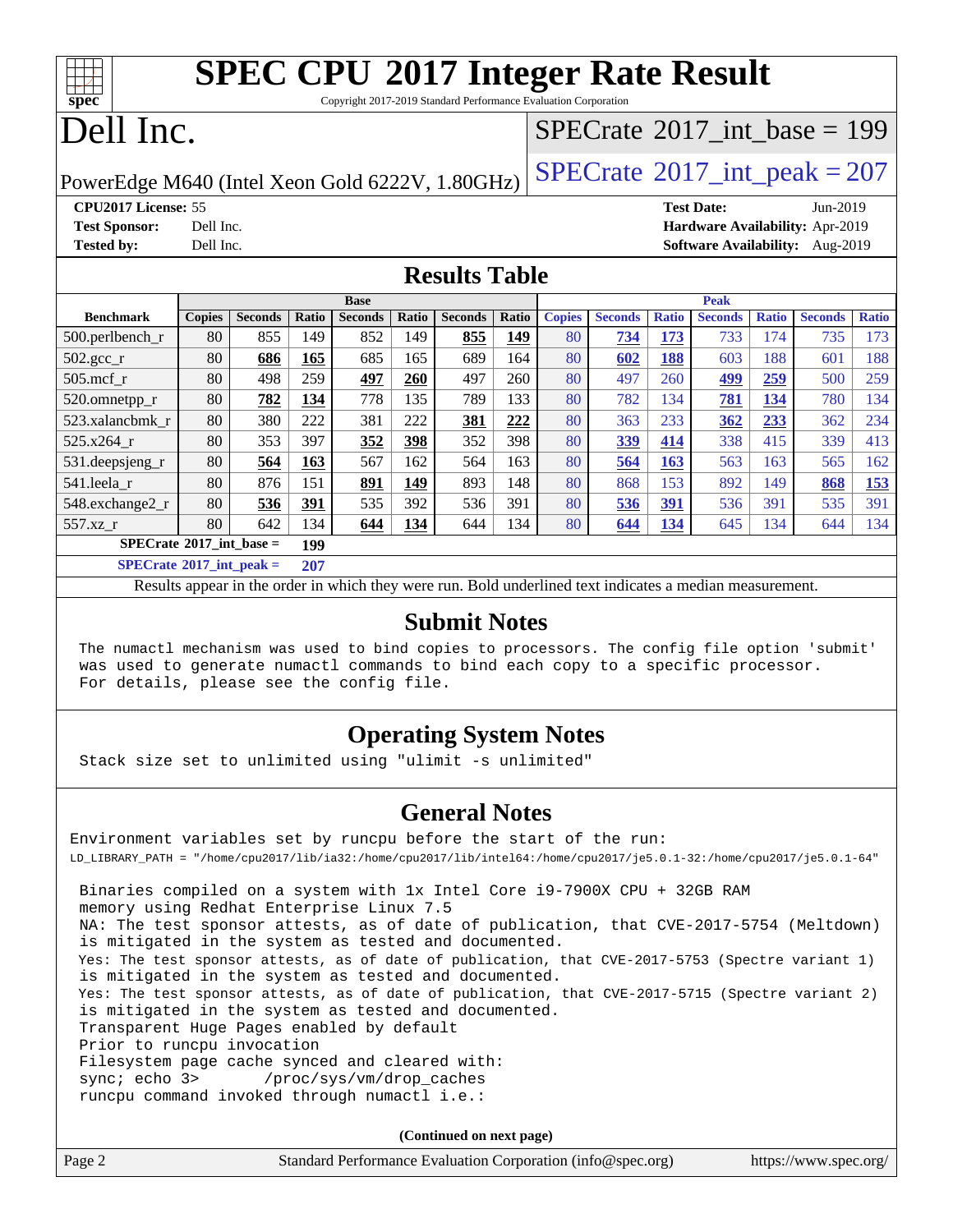# SPEC CPU 2017 Integer Rate Result

Copyright 2017-2019 Standard Performance Evaluation Corporation

# Dell Inc.

PowerEdge M640 (Intel Xeon Gold 6222V, 1.80GHz)

SPECrate 2017_int_base = 199

SPECrate 2017_int_peak = 207

**CPU2017 License:** 55
**Test Sponsor:** Dell Inc.
**Tested by:** Dell Inc.

**Test Date:** Jun-2019
**Hardware Availability:** Apr-2019
**Software Availability:** Aug-2019

## Results Table

| | Base | | | | | | | Peak | | | | | | |
|---|---|---|---|---|---|---|---|---|---|---|---|---|---|---|
| **Benchmark** | **Copies** | **Seconds** | **Ratio** | **Seconds** | **Ratio** | **Seconds** | **Ratio** | **Copies** | **Seconds** | **Ratio** | **Seconds** | **Ratio** | **Seconds** | **Ratio** |
| 500.perlbench_r | 80 | 855 | 149 | 852 | 149 | **855** | **149** | 80 | **734** | **173** | 733 | 174 | 735 | 173 |
| 502.gcc_r | 80 | **686** | **165** | 685 | 165 | 689 | 164 | 80 | **602** | **188** | 603 | 188 | 601 | 188 |
| 505.mcf_r | 80 | 498 | 259 | **497** | **260** | 497 | 260 | 80 | 497 | 260 | **499** | **259** | 500 | 259 |
| 520.omnetpp_r | 80 | **782** | **134** | 778 | 135 | 789 | 133 | 80 | 782 | 134 | **781** | **134** | 780 | 134 |
| 523.xalancbmk_r | 80 | 380 | 222 | 381 | 222 | **381** | **222** | 80 | 363 | 233 | **362** | **233** | 362 | 234 |
| 525.x264_r | 80 | 353 | 397 | **352** | **398** | 352 | 398 | 80 | **339** | **414** | 338 | 415 | 339 | 413 |
| 531.deepsjeng_r | 80 | **564** | **163** | 567 | 162 | 564 | 163 | 80 | **564** | **163** | 563 | 163 | 565 | 162 |
| 541.leela_r | 80 | 876 | 151 | **891** | **149** | 893 | 148 | 80 | 868 | 153 | 892 | 149 | **868** | **153** |
| 548.exchange2_r | 80 | **536** | **391** | 535 | 392 | 536 | 391 | 80 | **536** | **391** | 536 | 391 | 535 | 391 |
| 557.xz_r | 80 | 642 | 134 | **644** | **134** | 644 | 134 | 80 | **644** | **134** | 645 | 134 | 644 | 134 |

**SPECrate 2017_int_base = 199**

**SPECrate 2017_int_peak = 207**

Results appear in the order in which they were run. Bold underlined text indicates a median measurement.

## Submit Notes

```
The numactl mechanism was used to bind copies to processors. The config file option 'submit'
was used to generate numactl commands to bind each copy to a specific processor.
For details, please see the config file.
```

## Operating System Notes

```
Stack size set to unlimited using "ulimit -s unlimited"
```

## General Notes

```
Environment variables set by runcpu before the start of the run:
LD_LIBRARY_PATH = "/home/cpu2017/lib/ia32:/home/cpu2017/lib/intel64:/home/cpu2017/je5.0.1-32:/home/cpu2017/je5.0.1-64"

Binaries compiled on a system with 1x Intel Core i9-7900X CPU + 32GB RAM
memory using Redhat Enterprise Linux 7.5
NA: The test sponsor attests, as of date of publication, that CVE-2017-5754 (Meltdown)
is mitigated in the system as tested and documented.
Yes: The test sponsor attests, as of date of publication, that CVE-2017-5753 (Spectre variant 1)
is mitigated in the system as tested and documented.
Yes: The test sponsor attests, as of date of publication, that CVE-2017-5715 (Spectre variant 2)
is mitigated in the system as tested and documented.
Transparent Huge Pages enabled by default
Prior to runcpu invocation
Filesystem page cache synced and cleared with:
sync; echo 3>       /proc/sys/vm/drop_caches
runcpu command invoked through numactl i.e.:
```

(Continued on next page)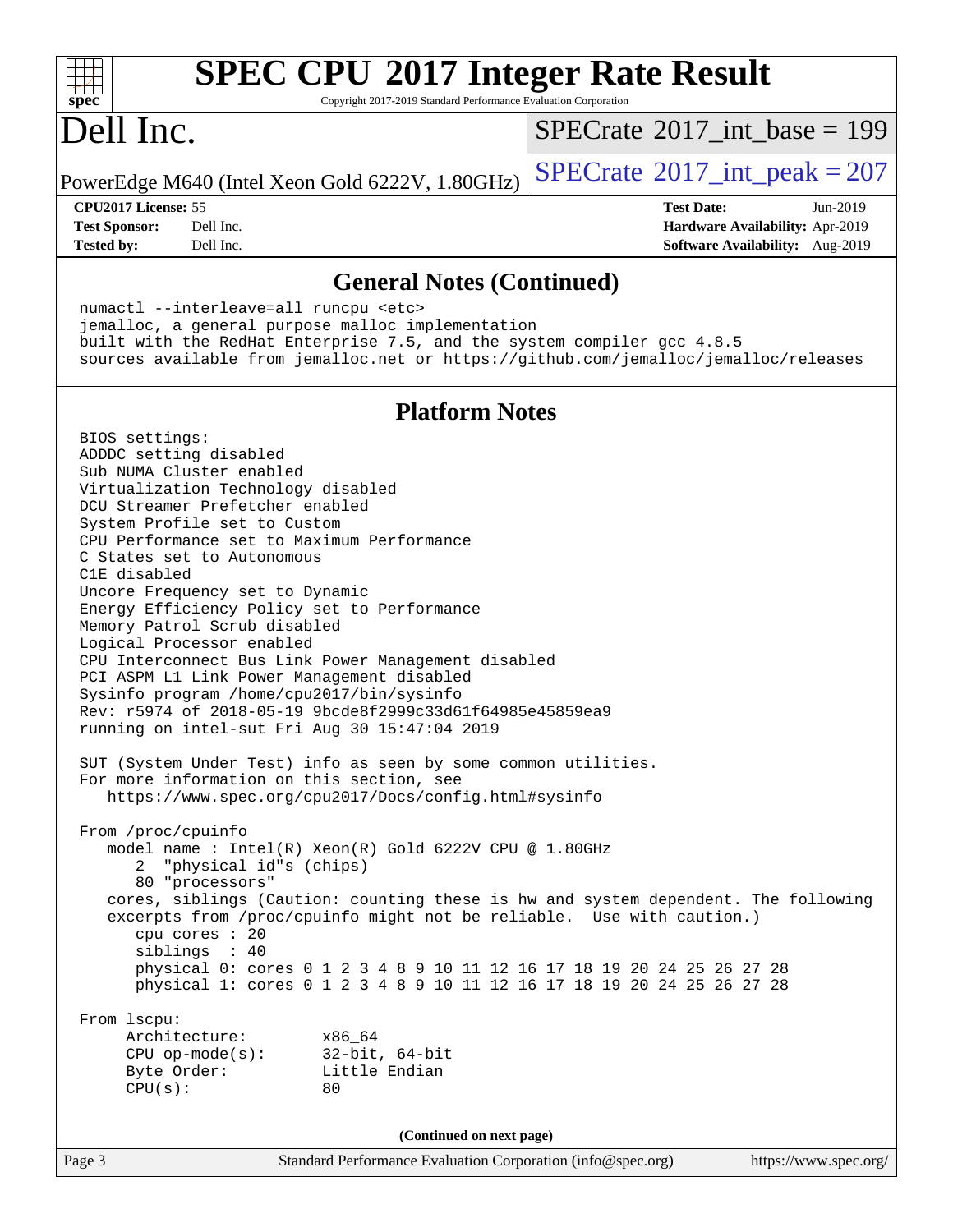## General Notes (Continued)

```
numactl --interleave=all runcpu <etc>
jemalloc, a general purpose malloc implementation
built with the RedHat Enterprise 7.5, and the system compiler gcc 4.8.5
sources available from jemalloc.net or https://github.com/jemalloc/jemalloc/releases
```

## Platform Notes

```
BIOS settings:
ADDDC setting disabled
Sub NUMA Cluster enabled
Virtualization Technology disabled
DCU Streamer Prefetcher enabled
System Profile set to Custom
CPU Performance set to Maximum Performance
C States set to Autonomous
C1E disabled
Uncore Frequency set to Dynamic
Energy Efficiency Policy set to Performance
Memory Patrol Scrub disabled
Logical Processor enabled
CPU Interconnect Bus Link Power Management disabled
PCI ASPM L1 Link Power Management disabled
Sysinfo program /home/cpu2017/bin/sysinfo
Rev: r5974 of 2018-05-19 9bcde8f2999c33d61f64985e45859ea9
running on intel-sut Fri Aug 30 15:47:04 2019

SUT (System Under Test) info as seen by some common utilities.
For more information on this section, see
   https://www.spec.org/cpu2017/Docs/config.html#sysinfo

From /proc/cpuinfo
   model name : Intel(R) Xeon(R) Gold 6222V CPU @ 1.80GHz
      2  "physical id"s (chips)
      80 "processors"
   cores, siblings (Caution: counting these is hw and system dependent. The following
   excerpts from /proc/cpuinfo might not be reliable.  Use with caution.)
      cpu cores : 20
      siblings  : 40
      physical 0: cores 0 1 2 3 4 8 9 10 11 12 16 17 18 19 20 24 25 26 27 28
      physical 1: cores 0 1 2 3 4 8 9 10 11 12 16 17 18 19 20 24 25 26 27 28

From lscpu:
     Architecture:        x86_64
     CPU op-mode(s):      32-bit, 64-bit
     Byte Order:          Little Endian
     CPU(s):              80
```

(Continued on next page)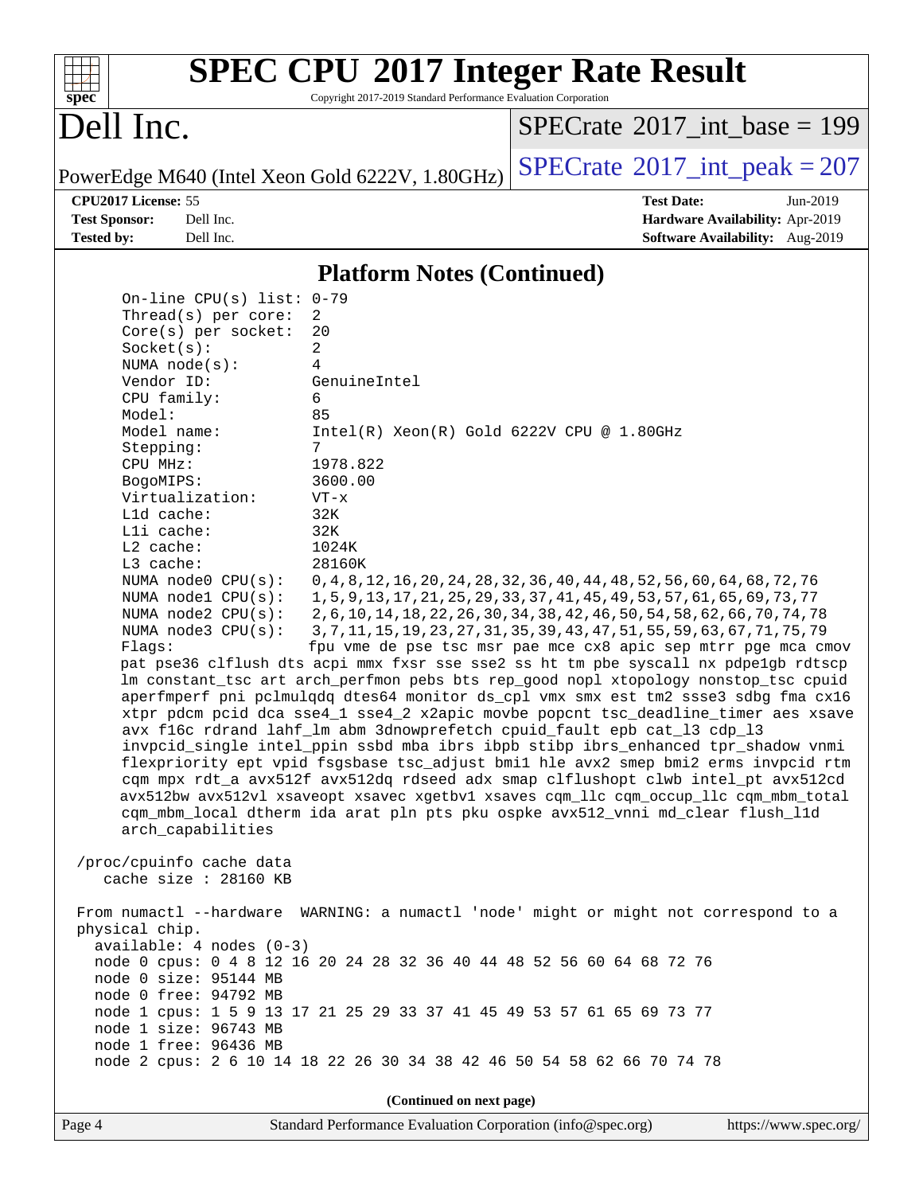# SPEC CPU 2017 Integer Rate Result

Copyright 2017-2019 Standard Performance Evaluation Corporation

# Dell Inc.

PowerEdge M640 (Intel Xeon Gold 6222V, 1.80GHz)

SPECrate 2017_int_base = 199

SPECrate 2017_int_peak = 207

**CPU2017 License:** 55
**Test Sponsor:** Dell Inc.
**Tested by:** Dell Inc.

**Test Date:** Jun-2019
**Hardware Availability:** Apr-2019
**Software Availability:** Aug-2019

## Platform Notes (Continued)

```
    On-line CPU(s) list: 0-79
    Thread(s) per core:  2
    Core(s) per socket:  20
    Socket(s):           2
    NUMA node(s):        4
    Vendor ID:           GenuineIntel
    CPU family:          6
    Model:               85
    Model name:          Intel(R) Xeon(R) Gold 6222V CPU @ 1.80GHz
    Stepping:            7
    CPU MHz:             1978.822
    BogoMIPS:            3600.00
    Virtualization:      VT-x
    L1d cache:           32K
    L1i cache:           32K
    L2 cache:            1024K
    L3 cache:            28160K
    NUMA node0 CPU(s):   0,4,8,12,16,20,24,28,32,36,40,44,48,52,56,60,64,68,72,76
    NUMA node1 CPU(s):   1,5,9,13,17,21,25,29,33,37,41,45,49,53,57,61,65,69,73,77
    NUMA node2 CPU(s):   2,6,10,14,18,22,26,30,34,38,42,46,50,54,58,62,66,70,74,78
    NUMA node3 CPU(s):   3,7,11,15,19,23,27,31,35,39,43,47,51,55,59,63,67,71,75,79
    Flags:               fpu vme de pse tsc msr pae mce cx8 apic sep mtrr pge mca cmov
    pat pse36 clflush dts acpi mmx fxsr sse sse2 ss ht tm pbe syscall nx pdpe1gb rdtscp
    lm constant_tsc art arch_perfmon pebs bts rep_good nopl xtopology nonstop_tsc cpuid
    aperfmperf pni pclmulqdq dtes64 monitor ds_cpl vmx smx est tm2 ssse3 sdbg fma cx16
    xtpr pdcm pcid dca sse4_1 sse4_2 x2apic movbe popcnt tsc_deadline_timer aes xsave
    avx f16c rdrand lahf_lm abm 3dnowprefetch cpuid_fault epb cat_l3 cdp_l3
    invpcid_single intel_ppin ssbd mba ibrs ibpb stibp ibrs_enhanced tpr_shadow vnmi
    flexpriority ept vpid fsgsbase tsc_adjust bmi1 hle avx2 smep bmi2 erms invpcid rtm
    cqm mpx rdt_a avx512f avx512dq rdseed adx smap clflushopt clwb intel_pt avx512cd
    avx512bw avx512vl xsaveopt xsavec xgetbv1 xsaves cqm_llc cqm_occup_llc cqm_mbm_total
    cqm_mbm_local dtherm ida arat pln pts pku ospke avx512_vnni md_clear flush_l1d
    arch_capabilities

 /proc/cpuinfo cache data
    cache size : 28160 KB

 From numactl --hardware  WARNING: a numactl 'node' might or might not correspond to a
 physical chip.
   available: 4 nodes (0-3)
   node 0 cpus: 0 4 8 12 16 20 24 28 32 36 40 44 48 52 56 60 64 68 72 76
   node 0 size: 95144 MB
   node 0 free: 94792 MB
   node 1 cpus: 1 5 9 13 17 21 25 29 33 37 41 45 49 53 57 61 65 69 73 77
   node 1 size: 96743 MB
   node 1 free: 96436 MB
   node 2 cpus: 2 6 10 14 18 22 26 30 34 38 42 46 50 54 58 62 66 70 74 78
```

(Continued on next page)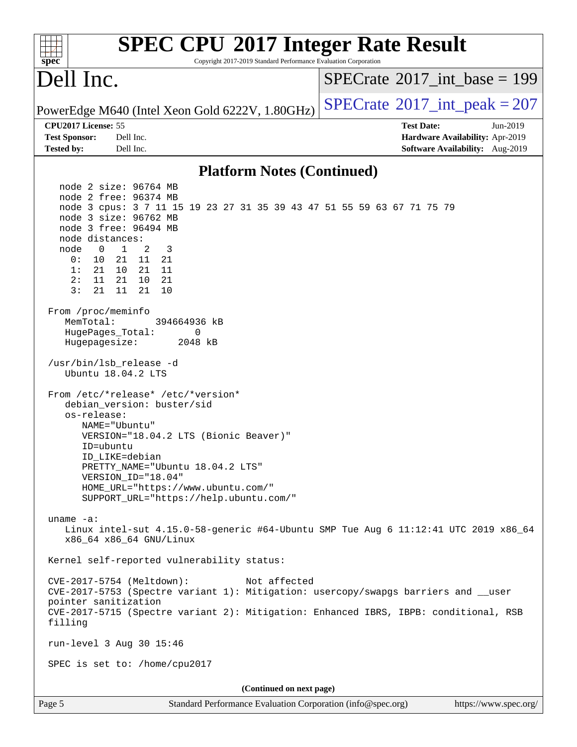## Platform Notes (Continued)

```
   node 2 size: 96764 MB
   node 2 free: 96374 MB
   node 3 cpus: 3 7 11 15 19 23 27 31 35 39 43 47 51 55 59 63 67 71 75 79
   node 3 size: 96762 MB
   node 3 free: 96494 MB
   node distances:
   node   0   1   2   3
     0:  10  21  11  21
     1:  21  10  21  11
     2:  11  21  10  21
     3:  21  11  21  10

 From /proc/meminfo
    MemTotal:       394664936 kB
    HugePages_Total:       0
    Hugepagesize:       2048 kB

 /usr/bin/lsb_release -d
    Ubuntu 18.04.2 LTS

 From /etc/*release* /etc/*version*
    debian_version: buster/sid
    os-release:
       NAME="Ubuntu"
       VERSION="18.04.2 LTS (Bionic Beaver)"
       ID=ubuntu
       ID_LIKE=debian
       PRETTY_NAME="Ubuntu 18.04.2 LTS"
       VERSION_ID="18.04"
       HOME_URL="https://www.ubuntu.com/"
       SUPPORT_URL="https://help.ubuntu.com/"

 uname -a:
    Linux intel-sut 4.15.0-58-generic #64-Ubuntu SMP Tue Aug 6 11:12:41 UTC 2019 x86_64
    x86_64 x86_64 GNU/Linux

 Kernel self-reported vulnerability status:

 CVE-2017-5754 (Meltdown):          Not affected
 CVE-2017-5753 (Spectre variant 1): Mitigation: usercopy/swapgs barriers and __user
 pointer sanitization
 CVE-2017-5715 (Spectre variant 2): Mitigation: Enhanced IBRS, IBPB: conditional, RSB
 filling

 run-level 3 Aug 30 15:46

 SPEC is set to: /home/cpu2017
```

**(Continued on next page)**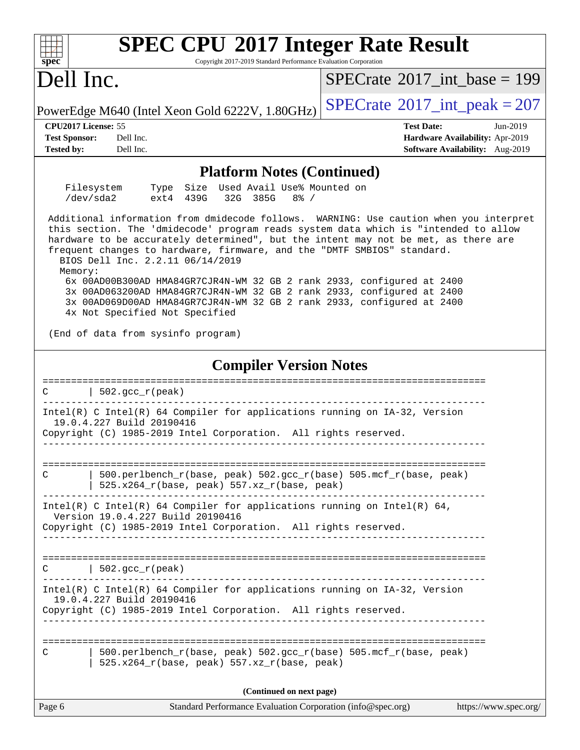# SPEC CPU 2017 Integer Rate Result

Copyright 2017-2019 Standard Performance Evaluation Corporation

## Dell Inc.

PowerEdge M640 (Intel Xeon Gold 6222V, 1.80GHz)

SPECrate 2017_int_base = 199

SPECrate 2017_int_peak = 207

**CPU2017 License:** 55
**Test Sponsor:** Dell Inc.
**Tested by:** Dell Inc.

**Test Date:** Jun-2019
**Hardware Availability:** Apr-2019
**Software Availability:** Aug-2019

## Platform Notes (Continued)

```
    Filesystem     Type  Size  Used Avail Use% Mounted on
    /dev/sda2      ext4  439G   32G  385G   8% /

 Additional information from dmidecode follows.  WARNING: Use caution when you interpret
 this section. The 'dmidecode' program reads system data which is "intended to allow
 hardware to be accurately determined", but the intent may not be met, as there are
 frequent changes to hardware, firmware, and the "DMTF SMBIOS" standard.
   BIOS Dell Inc. 2.2.11 06/14/2019
   Memory:
    6x 00AD00B300AD HMA84GR7CJR4N-WM 32 GB 2 rank 2933, configured at 2400
    3x 00AD063200AD HMA84GR7CJR4N-WM 32 GB 2 rank 2933, configured at 2400
    3x 00AD069D00AD HMA84GR7CJR4N-WM 32 GB 2 rank 2933, configured at 2400
    4x Not Specified Not Specified

 (End of data from sysinfo program)
```

## Compiler Version Notes

```
==============================================================================
C       | 502.gcc_r(peak)
------------------------------------------------------------------------------
Intel(R) C Intel(R) 64 Compiler for applications running on IA-32, Version
  19.0.4.227 Build 20190416
Copyright (C) 1985-2019 Intel Corporation.  All rights reserved.
------------------------------------------------------------------------------

==============================================================================
C       | 500.perlbench_r(base, peak) 502.gcc_r(base) 505.mcf_r(base, peak)
        | 525.x264_r(base, peak) 557.xz_r(base, peak)
------------------------------------------------------------------------------
Intel(R) C Intel(R) 64 Compiler for applications running on Intel(R) 64,
  Version 19.0.4.227 Build 20190416
Copyright (C) 1985-2019 Intel Corporation.  All rights reserved.
------------------------------------------------------------------------------

==============================================================================
C       | 502.gcc_r(peak)
------------------------------------------------------------------------------
Intel(R) C Intel(R) 64 Compiler for applications running on IA-32, Version
  19.0.4.227 Build 20190416
Copyright (C) 1985-2019 Intel Corporation.  All rights reserved.
------------------------------------------------------------------------------

==============================================================================
C       | 500.perlbench_r(base, peak) 502.gcc_r(base) 505.mcf_r(base, peak)
        | 525.x264_r(base, peak) 557.xz_r(base, peak)
```

(Continued on next page)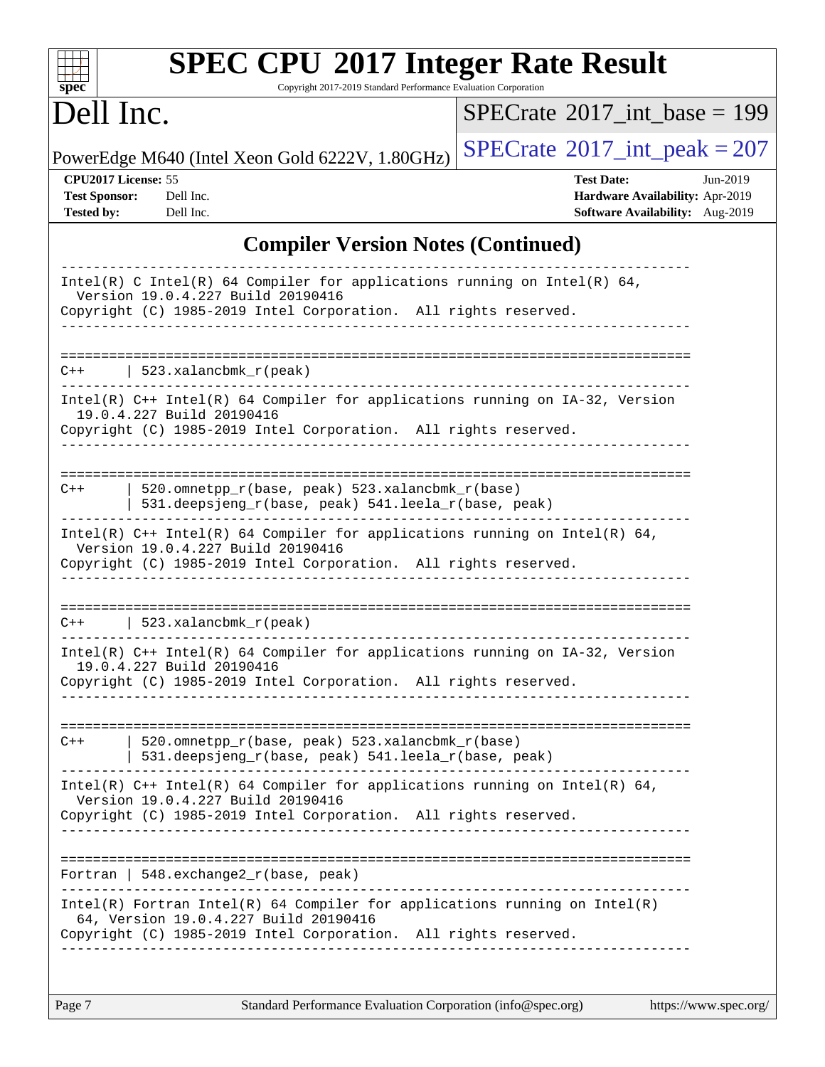## Compliler Version Notes (Continued)

```
------------------------------------------------------------------------------
Intel(R) C Intel(R) 64 Compiler for applications running on Intel(R) 64,
  Version 19.0.4.227 Build 20190416
Copyright (C) 1985-2019 Intel Corporation.  All rights reserved.
------------------------------------------------------------------------------

==============================================================================
C++      | 523.xalancbmk_r(peak)
------------------------------------------------------------------------------
Intel(R) C++ Intel(R) 64 Compiler for applications running on IA-32, Version
  19.0.4.227 Build 20190416
Copyright (C) 1985-2019 Intel Corporation.  All rights reserved.
------------------------------------------------------------------------------

==============================================================================
C++      | 520.omnetpp_r(base, peak) 523.xalancbmk_r(base)
         | 531.deepsjeng_r(base, peak) 541.leela_r(base, peak)
------------------------------------------------------------------------------
Intel(R) C++ Intel(R) 64 Compiler for applications running on Intel(R) 64,
  Version 19.0.4.227 Build 20190416
Copyright (C) 1985-2019 Intel Corporation.  All rights reserved.
------------------------------------------------------------------------------

==============================================================================
C++      | 523.xalancbmk_r(peak)
------------------------------------------------------------------------------
Intel(R) C++ Intel(R) 64 Compiler for applications running on IA-32, Version
  19.0.4.227 Build 20190416
Copyright (C) 1985-2019 Intel Corporation.  All rights reserved.
------------------------------------------------------------------------------

==============================================================================
C++      | 520.omnetpp_r(base, peak) 523.xalancbmk_r(base)
         | 531.deepsjeng_r(base, peak) 541.leela_r(base, peak)
------------------------------------------------------------------------------
Intel(R) C++ Intel(R) 64 Compiler for applications running on Intel(R) 64,
  Version 19.0.4.227 Build 20190416
Copyright (C) 1985-2019 Intel Corporation.  All rights reserved.
------------------------------------------------------------------------------

==============================================================================
Fortran | 548.exchange2_r(base, peak)
------------------------------------------------------------------------------
Intel(R) Fortran Intel(R) 64 Compiler for applications running on Intel(R)
  64, Version 19.0.4.227 Build 20190416
Copyright (C) 1985-2019 Intel Corporation.  All rights reserved.
------------------------------------------------------------------------------
```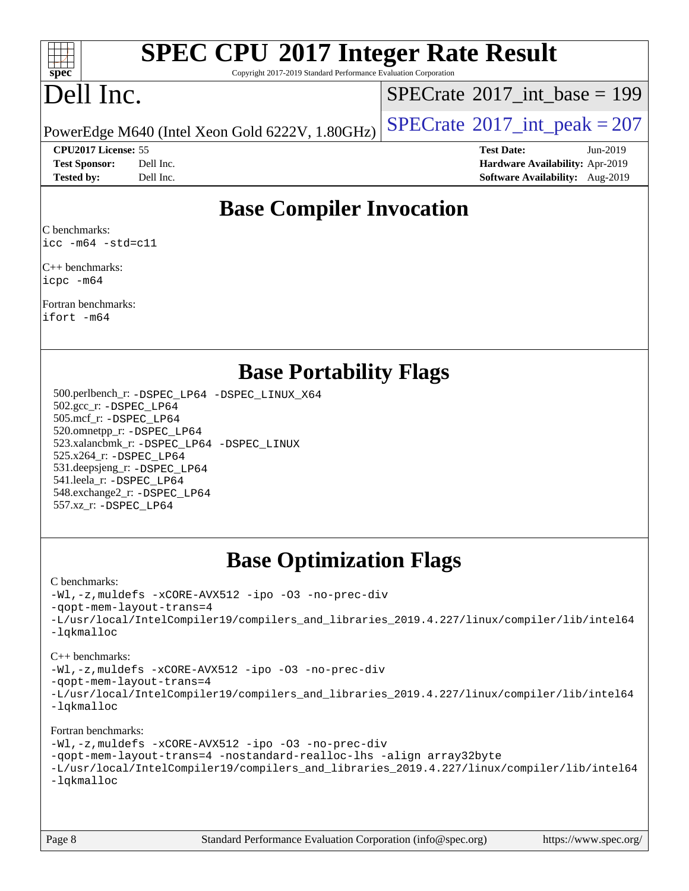# Base Compiler Invocation

C benchmarks:
icc -m64 -std=c11

C++ benchmarks:
icpc -m64

Fortran benchmarks:
ifort -m64

# Base Portability Flags

500.perlbench_r: -DSPEC_LP64 -DSPEC_LINUX_X64
502.gcc_r: -DSPEC_LP64
505.mcf_r: -DSPEC_LP64
520.omnetpp_r: -DSPEC_LP64
523.xalancbmk_r: -DSPEC_LP64 -DSPEC_LINUX
525.x264_r: -DSPEC_LP64
531.deepsjeng_r: -DSPEC_LP64
541.leela_r: -DSPEC_LP64
548.exchange2_r: -DSPEC_LP64
557.xz_r: -DSPEC_LP64

# Base Optimization Flags

C benchmarks:
-Wl,-z,muldefs -xCORE-AVX512 -ipo -O3 -no-prec-div
-qopt-mem-layout-trans=4
-L/usr/local/IntelCompiler19/compilers_and_libraries_2019.4.227/linux/compiler/lib/intel64
-lqkmalloc

C++ benchmarks:
-Wl,-z,muldefs -xCORE-AVX512 -ipo -O3 -no-prec-div
-qopt-mem-layout-trans=4
-L/usr/local/IntelCompiler19/compilers_and_libraries_2019.4.227/linux/compiler/lib/intel64
-lqkmalloc

Fortran benchmarks:
-Wl,-z,muldefs -xCORE-AVX512 -ipo -O3 -no-prec-div
-qopt-mem-layout-trans=4 -nostandard-realloc-lhs -align array32byte
-L/usr/local/IntelCompiler19/compilers_and_libraries_2019.4.227/linux/compiler/lib/intel64
-lqkmalloc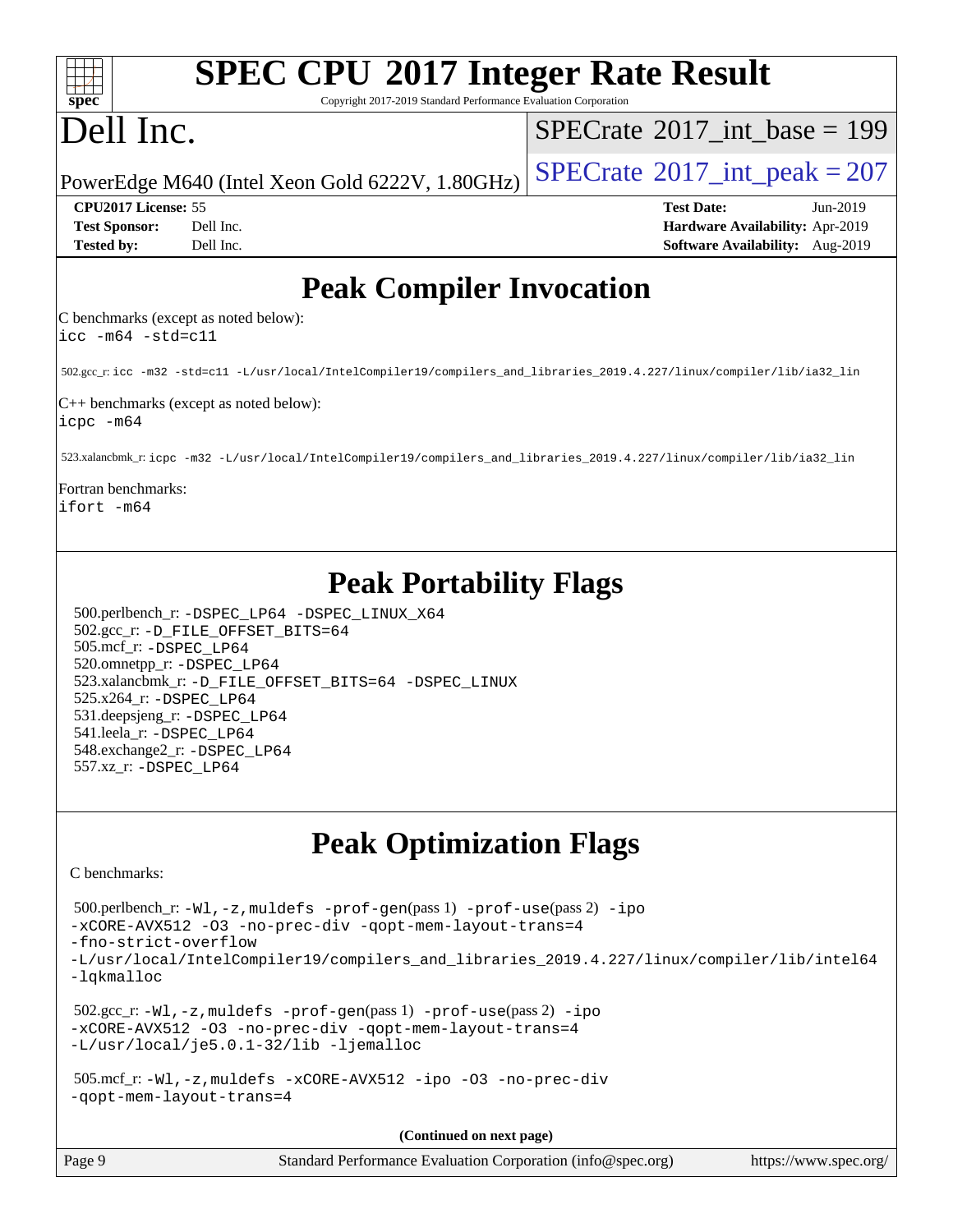# SPEC CPU 2017 Integer Rate Result

Copyright 2017-2019 Standard Performance Evaluation Corporation

# Dell Inc.

PowerEdge M640 (Intel Xeon Gold 6222V, 1.80GHz)

SPECrate 2017_int_base = 199

SPECrate 2017_int_peak = 207

**CPU2017 License:** 55
**Test Sponsor:** Dell Inc.
**Tested by:** Dell Inc.

**Test Date:** Jun-2019
**Hardware Availability:** Apr-2019
**Software Availability:** Aug-2019

## Peak Compiler Invocation

C benchmarks (except as noted below):
`icc -m64 -std=c11`

502.gcc_r: `icc -m32 -std=c11 -L/usr/local/IntelCompiler19/compilers_and_libraries_2019.4.227/linux/compiler/lib/ia32_lin`

C++ benchmarks (except as noted below):
`icpc -m64`

523.xalancbmk_r: `icpc -m32 -L/usr/local/IntelCompiler19/compilers_and_libraries_2019.4.227/linux/compiler/lib/ia32_lin`

Fortran benchmarks:
`ifort -m64`

## Peak Portability Flags

500.perlbench_r: `-DSPEC_LP64 -DSPEC_LINUX_X64`
502.gcc_r: `-D_FILE_OFFSET_BITS=64`
505.mcf_r: `-DSPEC_LP64`
520.omnetpp_r: `-DSPEC_LP64`
523.xalancbmk_r: `-D_FILE_OFFSET_BITS=64 -DSPEC_LINUX`
525.x264_r: `-DSPEC_LP64`
531.deepsjeng_r: `-DSPEC_LP64`
541.leela_r: `-DSPEC_LP64`
548.exchange2_r: `-DSPEC_LP64`
557.xz_r: `-DSPEC_LP64`

## Peak Optimization Flags

C benchmarks:

500.perlbench_r: `-Wl,-z,muldefs -prof-gen`(pass 1) `-prof-use`(pass 2) `-ipo -xCORE-AVX512 -O3 -no-prec-div -qopt-mem-layout-trans=4 -fno-strict-overflow -L/usr/local/IntelCompiler19/compilers_and_libraries_2019.4.227/linux/compiler/lib/intel64 -lqkmalloc`

502.gcc_r: `-Wl,-z,muldefs -prof-gen`(pass 1) `-prof-use`(pass 2) `-ipo -xCORE-AVX512 -O3 -no-prec-div -qopt-mem-layout-trans=4 -L/usr/local/je5.0.1-32/lib -ljemalloc`

505.mcf_r: `-Wl,-z,muldefs -xCORE-AVX512 -ipo -O3 -no-prec-div -qopt-mem-layout-trans=4`

**(Continued on next page)**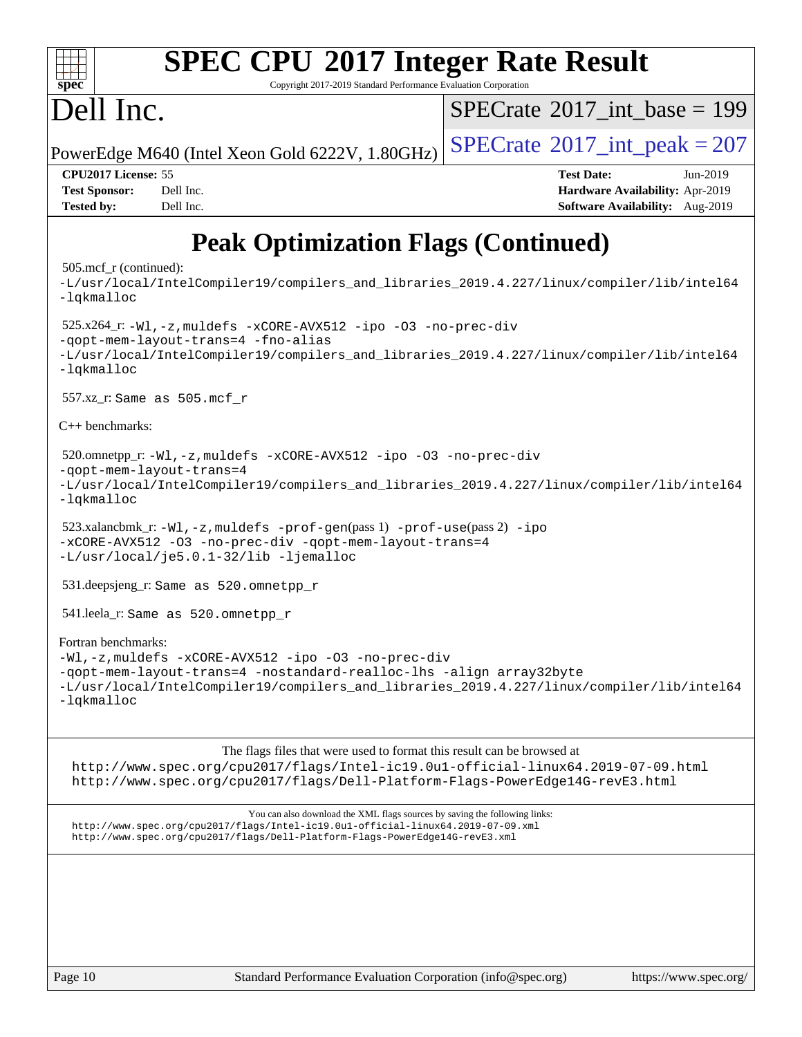# Peak Optimization Flags (Continued)

505.mcf_r (continued):
-L/usr/local/IntelCompiler19/compilers_and_libraries_2019.4.227/linux/compiler/lib/intel64 -lqkmalloc

525.x264_r: -Wl,-z,muldefs -xCORE-AVX512 -ipo -O3 -no-prec-div -qopt-mem-layout-trans=4 -fno-alias -L/usr/local/IntelCompiler19/compilers_and_libraries_2019.4.227/linux/compiler/lib/intel64 -lqkmalloc

557.xz_r: Same as 505.mcf_r

C++ benchmarks:

520.omnetpp_r: -Wl,-z,muldefs -xCORE-AVX512 -ipo -O3 -no-prec-div -qopt-mem-layout-trans=4 -L/usr/local/IntelCompiler19/compilers_and_libraries_2019.4.227/linux/compiler/lib/intel64 -lqkmalloc

523.xalancbmk_r: -Wl,-z,muldefs -prof-gen(pass 1) -prof-use(pass 2) -ipo -xCORE-AVX512 -O3 -no-prec-div -qopt-mem-layout-trans=4 -L/usr/local/je5.0.1-32/lib -ljemalloc

531.deepsjeng_r: Same as 520.omnetpp_r

541.leela_r: Same as 520.omnetpp_r

Fortran benchmarks:
-Wl,-z,muldefs -xCORE-AVX512 -ipo -O3 -no-prec-div -qopt-mem-layout-trans=4 -nostandard-realloc-lhs -align array32byte -L/usr/local/IntelCompiler19/compilers_and_libraries_2019.4.227/linux/compiler/lib/intel64 -lqkmalloc

The flags files that were used to format this result can be browsed at
http://www.spec.org/cpu2017/flags/Intel-ic19.0u1-official-linux64.2019-07-09.html
http://www.spec.org/cpu2017/flags/Dell-Platform-Flags-PowerEdge14G-revE3.html

You can also download the XML flags sources by saving the following links:
http://www.spec.org/cpu2017/flags/Intel-ic19.0u1-official-linux64.2019-07-09.xml
http://www.spec.org/cpu2017/flags/Dell-Platform-Flags-PowerEdge14G-revE3.xml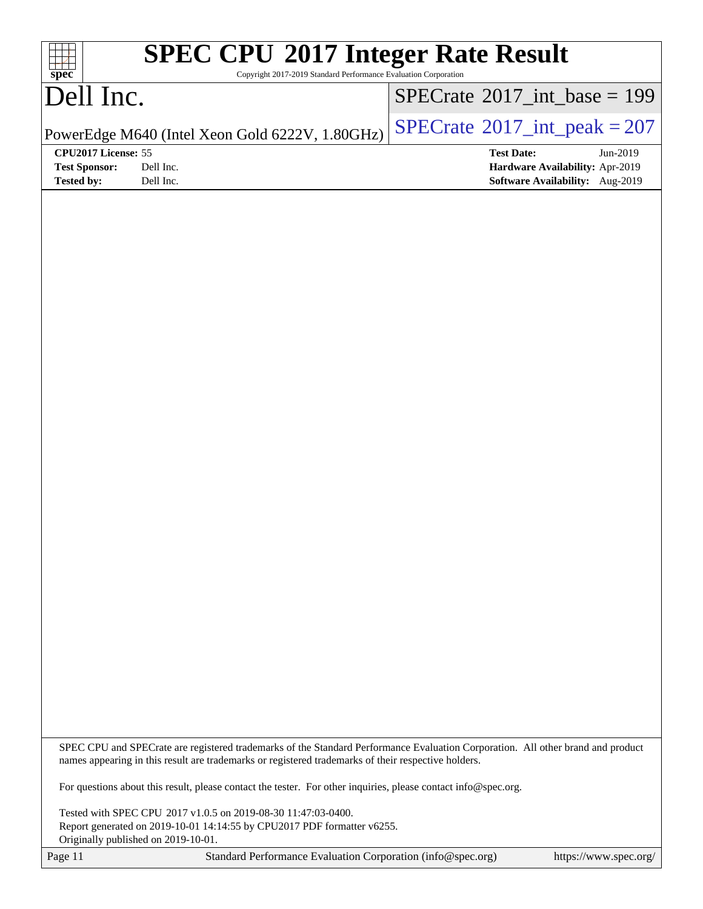SPEC CPU and SPECrate are registered trademarks of the Standard Performance Evaluation Corporation. All other brand and product names appearing in this result are trademarks or registered trademarks of their respective holders.

For questions about this result, please contact the tester. For other inquiries, please contact info@spec.org.

Tested with SPEC CPU 2017 v1.0.5 on 2019-08-30 11:47:03-0400.
Report generated on 2019-10-01 14:14:55 by CPU2017 PDF formatter v6255.
Originally published on 2019-10-01.